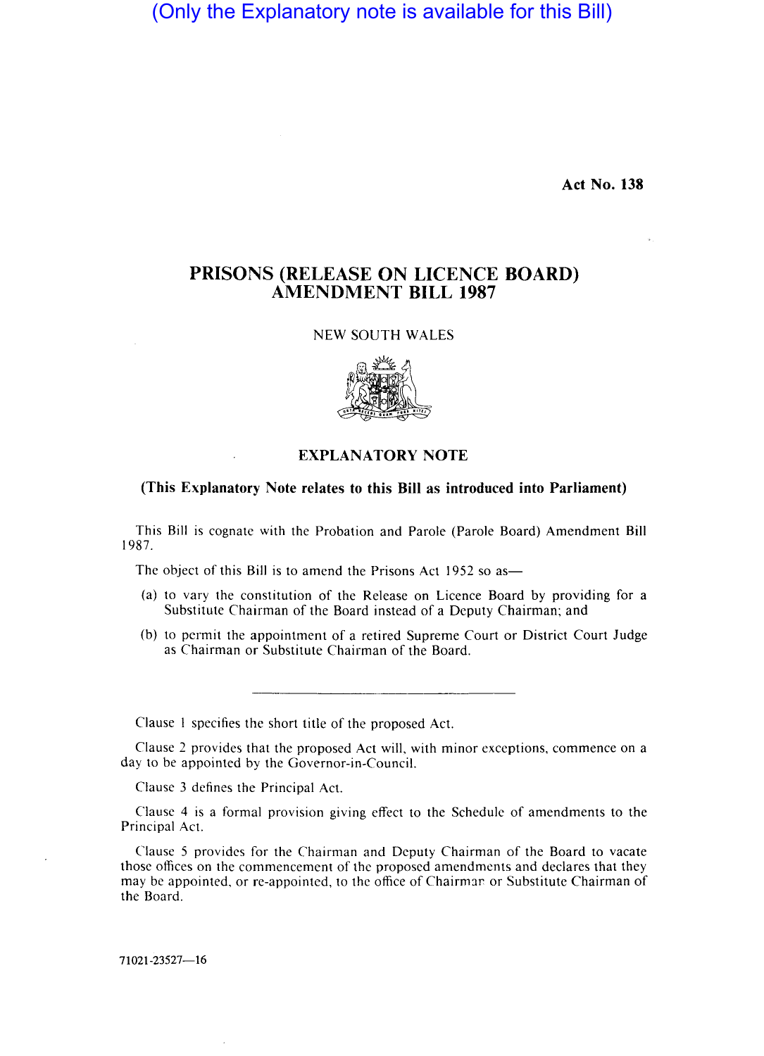(Only the Explanatory note is available for this Bill)

**Act No. 138**

# PRISONS (RELEASE ON LICENCE BOARD) AMENDMENT BILL 1987

NEW SOUTH WALES

## EXPLANATORY NOTE

**(This Explanatory Note relates to this Bill as introduced into Parliament)**

This Bill is cognate with the Probation and Parole (Parole Board) Amendment Bill 1987.

The object of this Bill is to amend the Prisons Act 1952 so as—

(a) to vary the constitution of the Release on Licence Board by providing for a Substitute Chairman of the Board instead of a Deputy Chairman; and

(b) to permit the appointment of a retired Supreme Court or District Court Judge as Chairman or Substitute Chairman of the Board.

---

Clause 1 specifies the short title of the proposed Act.

Clause 2 provides that the proposed Act will, with minor exceptions, commence on a day to be appointed by the Governor-in-Council.

Clause 3 defines the Principal Act.

Clause 4 is a formal provision giving effect to the Schedule of amendments to the Principal Act.

Clause 5 provides for the Chairman and Deputy Chairman of the Board to vacate those offices on the commencement of the proposed amendments and declares that they may be appointed, or re-appointed, to the office of Chairman or Substitute Chairman of the Board.

71021-23527—16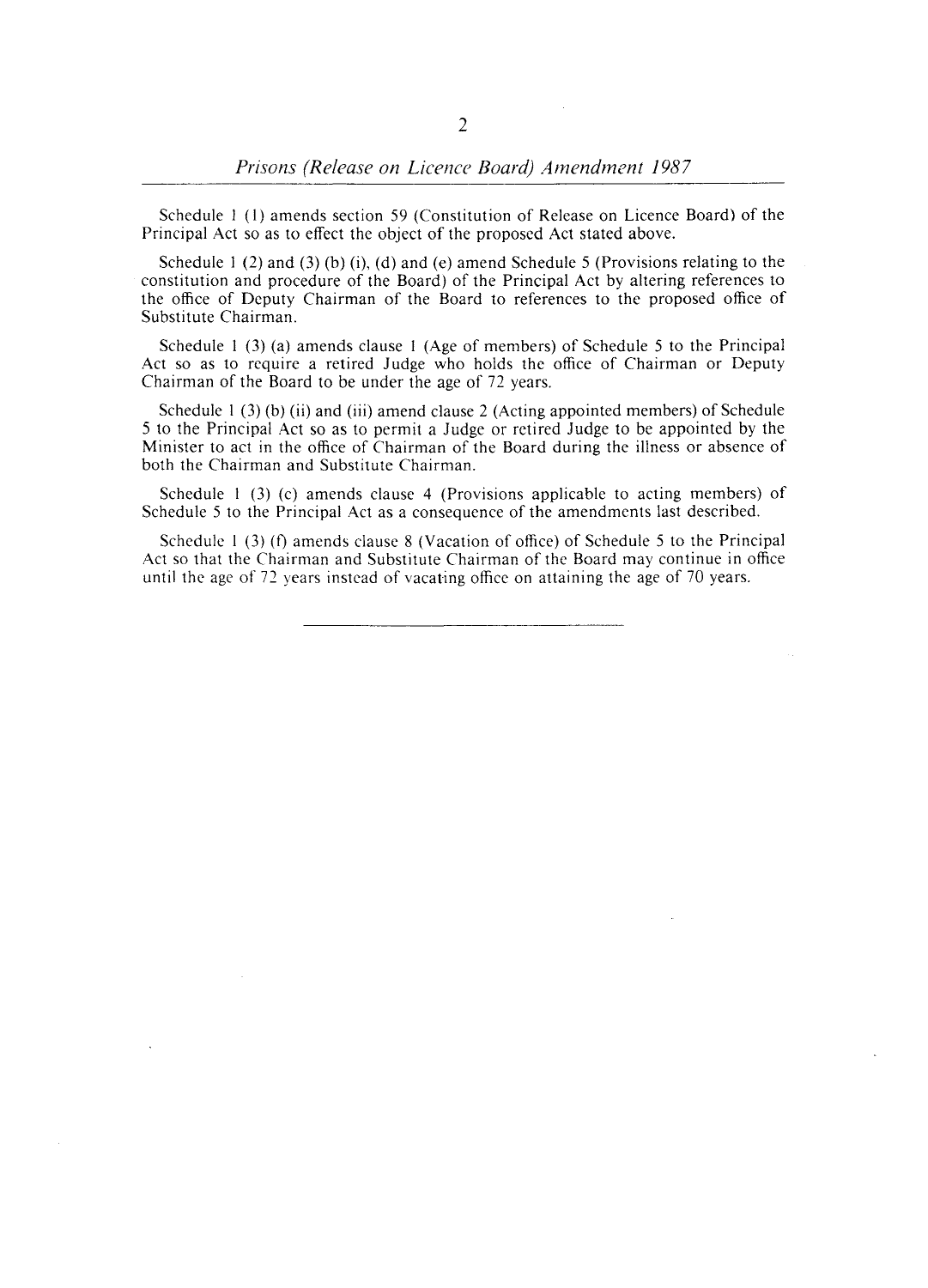Schedule 1 (1) amends section 59 (Constitution of Release on Licence Board) of the Principal Act so as to effect the object of the proposed Act stated above.

Schedule 1 (2) and (3) (b) (i), (d) and (e) amend Schedule 5 (Provisions relating to the constitution and procedure of the Board) of the Principal Act by altering references to the office of Deputy Chairman of the Board to references to the proposed office of Substitute Chairman.

Schedule 1 (3) (a) amends clause 1 (Age of members) of Schedule 5 to the Principal Act so as to require a retired Judge who holds the office of Chairman or Deputy Chairman of the Board to be under the age of 72 years.

Schedule 1 (3) (b) (ii) and (iii) amend clause 2 (Acting appointed members) of Schedule 5 to the Principal Act so as to permit a Judge or retired Judge to be appointed by the Minister to act in the office of Chairman of the Board during the illness or absence of both the Chairman and Substitute Chairman.

Schedule 1 (3) (c) amends clause 4 (Provisions applicable to acting members) of Schedule 5 to the Principal Act as a consequence of the amendments last described.

Schedule 1 (3) (f) amends clause 8 (Vacation of office) of Schedule 5 to the Principal Act so that the Chairman and Substitute Chairman of the Board may continue in office until the age of 72 years instead of vacating office on attaining the age of 70 years.